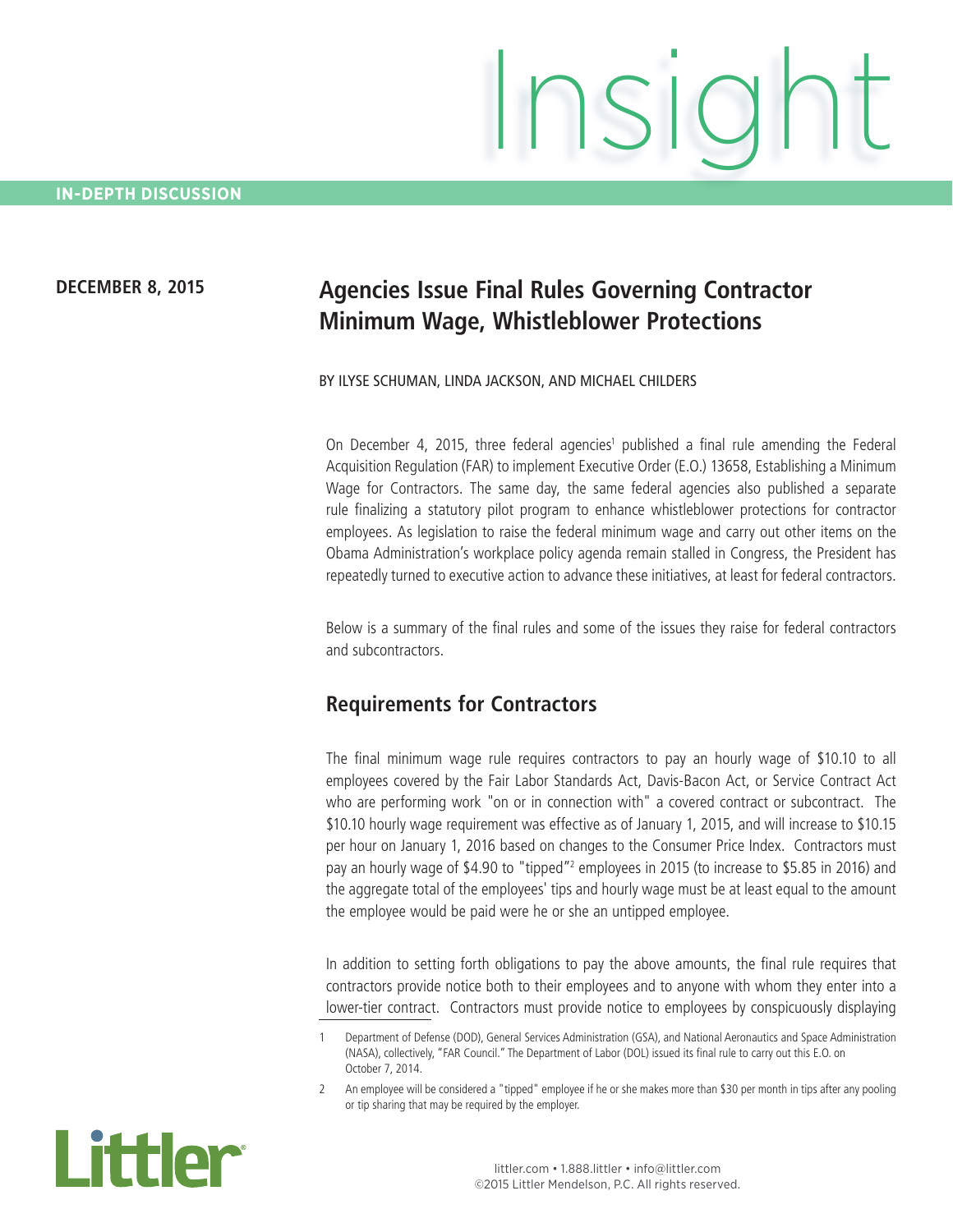# Insight

**IN-DEPTH DISCUSSION**

**DECEMBER 8, 2015**

## Agencies Issue Final Rules Governing Contractor Minimum Wage, Whistleblower Protections

BY ILYSE SCHUMAN, LINDA JACKSON, AND MICHAEL CHILDERS

On December 4, 2015, three federal agencies[1] published a final rule amending the Federal Acquisition Regulation (FAR) to implement Executive Order (E.O.) 13658, Establishing a Minimum Wage for Contractors. The same day, the same federal agencies also published a separate rule finalizing a statutory pilot program to enhance whistleblower protections for contractor employees. As legislation to raise the federal minimum wage and carry out other items on the Obama Administration's workplace policy agenda remain stalled in Congress, the President has repeatedly turned to executive action to advance these initiatives, at least for federal contractors.

Below is a summary of the final rules and some of the issues they raise for federal contractors and subcontractors.

### Requirements for Contractors

The final minimum wage rule requires contractors to pay an hourly wage of $10.10 to all employees covered by the Fair Labor Standards Act, Davis-Bacon Act, or Service Contract Act who are performing work "on or in connection with" a covered contract or subcontract. The $10.10 hourly wage requirement was effective as of January 1, 2015, and will increase to $10.15 per hour on January 1, 2016 based on changes to the Consumer Price Index. Contractors must pay an hourly wage of $4.90 to "tipped"[2] employees in 2015 (to increase to $5.85 in 2016) and the aggregate total of the employees' tips and hourly wage must be at least equal to the amount the employee would be paid were he or she an untipped employee.

In addition to setting forth obligations to pay the above amounts, the final rule requires that contractors provide notice both to their employees and to anyone with whom they enter into a lower-tier contract. Contractors must provide notice to employees by conspicuously displaying

1 Department of Defense (DOD), General Services Administration (GSA), and National Aeronautics and Space Administration (NASA), collectively, "FAR Council." The Department of Labor (DOL) issued its final rule to carry out this E.O. on October 7, 2014.

2 An employee will be considered a "tipped" employee if he or she makes more than $30 per month in tips after any pooling or tip sharing that may be required by the employer.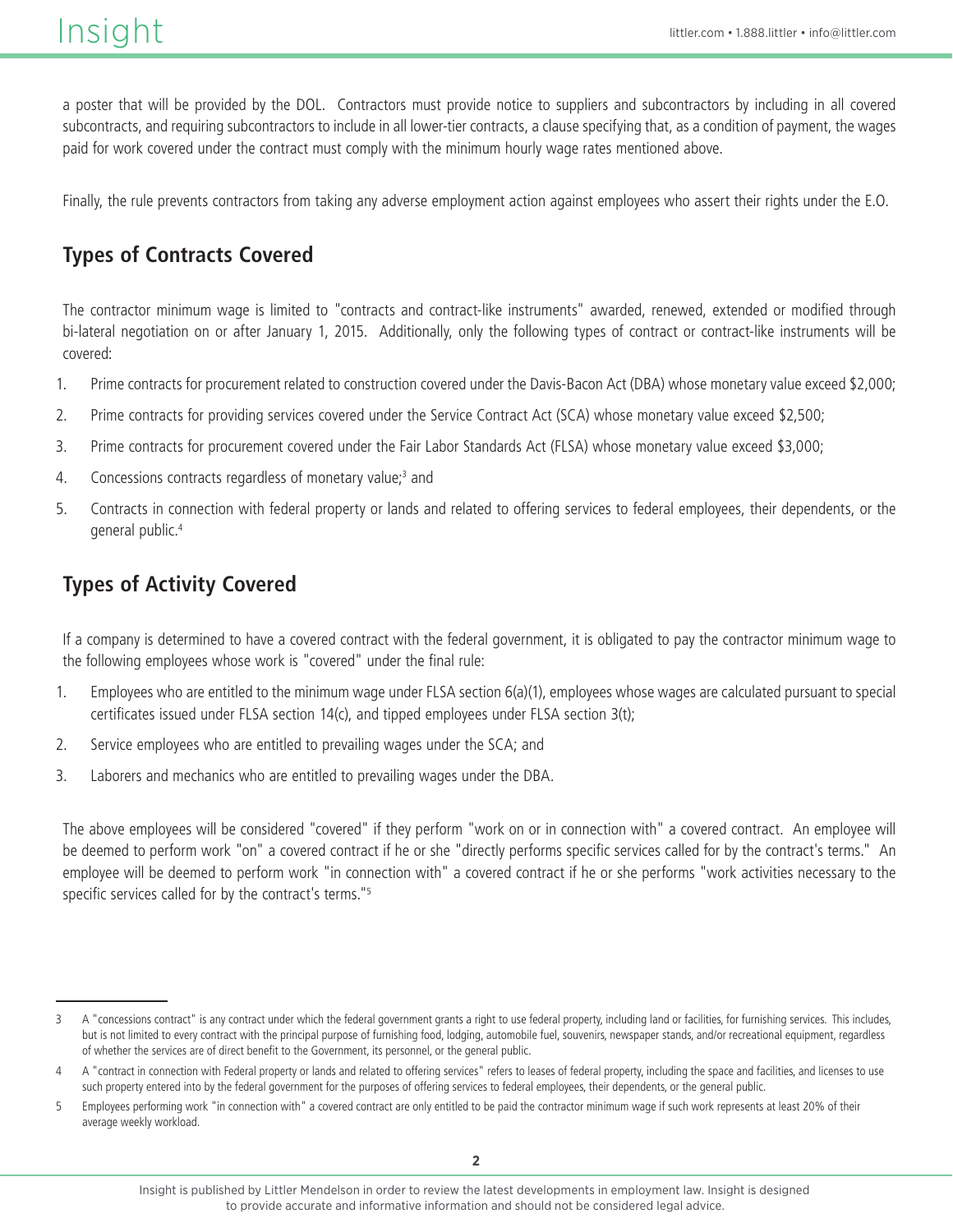a poster that will be provided by the DOL. Contractors must provide notice to suppliers and subcontractors by including in all covered subcontracts, and requiring subcontractors to include in all lower-tier contracts, a clause specifying that, as a condition of payment, the wages paid for work covered under the contract must comply with the minimum hourly wage rates mentioned above.

Finally, the rule prevents contractors from taking any adverse employment action against employees who assert their rights under the E.O.

## Types of Contracts Covered

The contractor minimum wage is limited to "contracts and contract-like instruments" awarded, renewed, extended or modified through bi-lateral negotiation on or after January 1, 2015. Additionally, only the following types of contract or contract-like instruments will be covered:

1. Prime contracts for procurement related to construction covered under the Davis-Bacon Act (DBA) whose monetary value exceed $2,000;
2. Prime contracts for providing services covered under the Service Contract Act (SCA) whose monetary value exceed $2,500;
3. Prime contracts for procurement covered under the Fair Labor Standards Act (FLSA) whose monetary value exceed $3,000;
4. Concessions contracts regardless of monetary value;[3] and
5. Contracts in connection with federal property or lands and related to offering services to federal employees, their dependents, or the general public.[4]

## Types of Activity Covered

If a company is determined to have a covered contract with the federal government, it is obligated to pay the contractor minimum wage to the following employees whose work is "covered" under the final rule:

1. Employees who are entitled to the minimum wage under FLSA section 6(a)(1), employees whose wages are calculated pursuant to special certificates issued under FLSA section 14(c), and tipped employees under FLSA section 3(t);
2. Service employees who are entitled to prevailing wages under the SCA; and
3. Laborers and mechanics who are entitled to prevailing wages under the DBA.

The above employees will be considered "covered" if they perform "work on or in connection with" a covered contract. An employee will be deemed to perform work "on" a covered contract if he or she "directly performs specific services called for by the contract's terms." An employee will be deemed to perform work "in connection with" a covered contract if he or she performs "work activities necessary to the specific services called for by the contract's terms."[5]

---

3 A "concessions contract" is any contract under which the federal government grants a right to use federal property, including land or facilities, for furnishing services. This includes, but is not limited to every contract with the principal purpose of furnishing food, lodging, automobile fuel, souvenirs, newspaper stands, and/or recreational equipment, regardless of whether the services are of direct benefit to the Government, its personnel, or the general public.

4 A "contract in connection with Federal property or lands and related to offering services" refers to leases of federal property, including the space and facilities, and licenses to use such property entered into by the federal government for the purposes of offering services to federal employees, their dependents, or the general public.

5 Employees performing work "in connection with" a covered contract are only entitled to be paid the contractor minimum wage if such work represents at least 20% of their average weekly workload.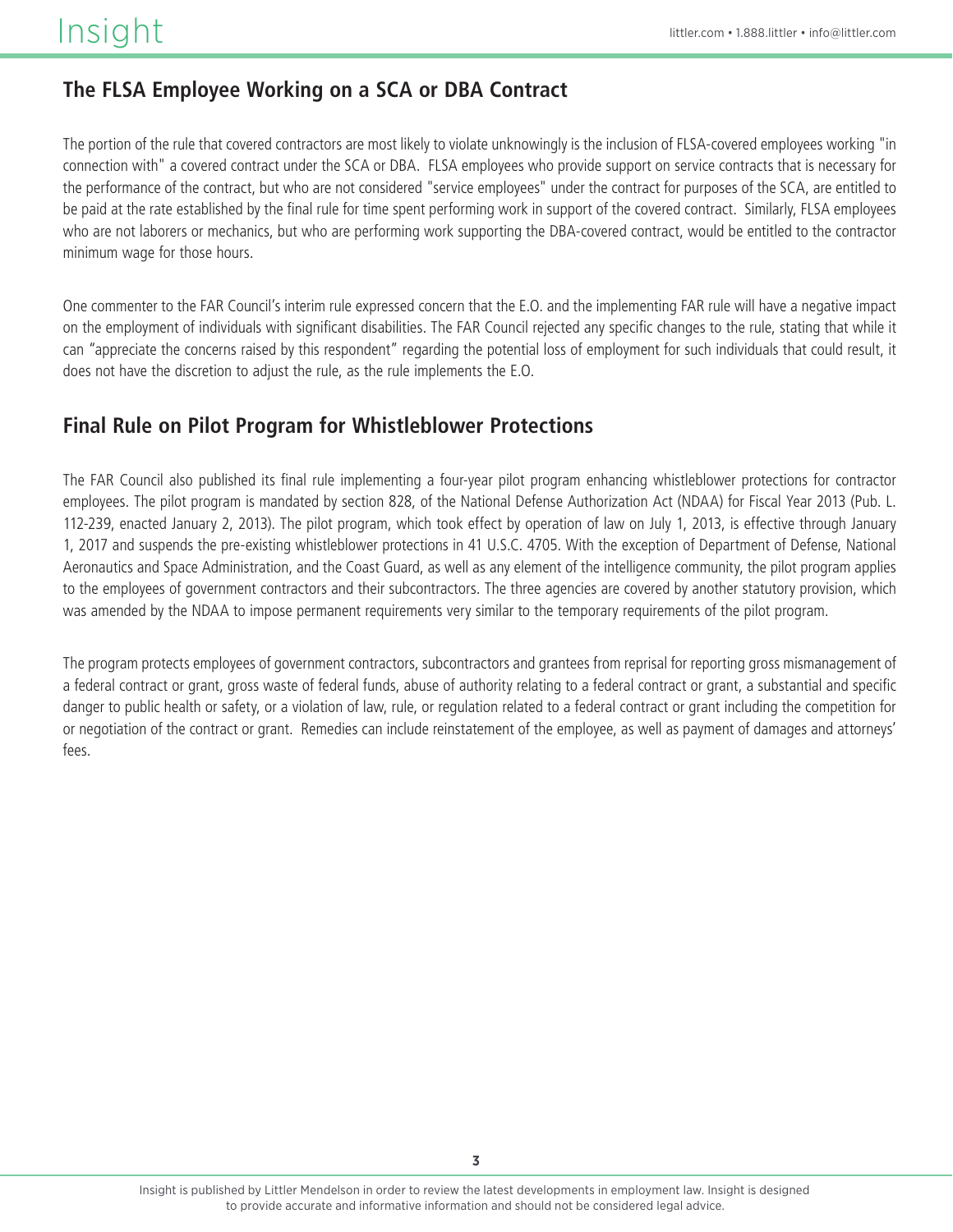## The FLSA Employee Working on a SCA or DBA Contract

The portion of the rule that covered contractors are most likely to violate unknowingly is the inclusion of FLSA-covered employees working "in connection with" a covered contract under the SCA or DBA. FLSA employees who provide support on service contracts that is necessary for the performance of the contract, but who are not considered "service employees" under the contract for purposes of the SCA, are entitled to be paid at the rate established by the final rule for time spent performing work in support of the covered contract. Similarly, FLSA employees who are not laborers or mechanics, but who are performing work supporting the DBA-covered contract, would be entitled to the contractor minimum wage for those hours.

One commenter to the FAR Council's interim rule expressed concern that the E.O. and the implementing FAR rule will have a negative impact on the employment of individuals with significant disabilities. The FAR Council rejected any specific changes to the rule, stating that while it can "appreciate the concerns raised by this respondent" regarding the potential loss of employment for such individuals that could result, it does not have the discretion to adjust the rule, as the rule implements the E.O.

## Final Rule on Pilot Program for Whistleblower Protections

The FAR Council also published its final rule implementing a four-year pilot program enhancing whistleblower protections for contractor employees. The pilot program is mandated by section 828, of the National Defense Authorization Act (NDAA) for Fiscal Year 2013 (Pub. L. 112-239, enacted January 2, 2013). The pilot program, which took effect by operation of law on July 1, 2013, is effective through January 1, 2017 and suspends the pre-existing whistleblower protections in 41 U.S.C. 4705. With the exception of Department of Defense, National Aeronautics and Space Administration, and the Coast Guard, as well as any element of the intelligence community, the pilot program applies to the employees of government contractors and their subcontractors. The three agencies are covered by another statutory provision, which was amended by the NDAA to impose permanent requirements very similar to the temporary requirements of the pilot program.

The program protects employees of government contractors, subcontractors and grantees from reprisal for reporting gross mismanagement of a federal contract or grant, gross waste of federal funds, abuse of authority relating to a federal contract or grant, a substantial and specific danger to public health or safety, or a violation of law, rule, or regulation related to a federal contract or grant including the competition for or negotiation of the contract or grant. Remedies can include reinstatement of the employee, as well as payment of damages and attorneys' fees.

Insight is published by Littler Mendelson in order to review the latest developments in employment law. Insight is designed to provide accurate and informative information and should not be considered legal advice.